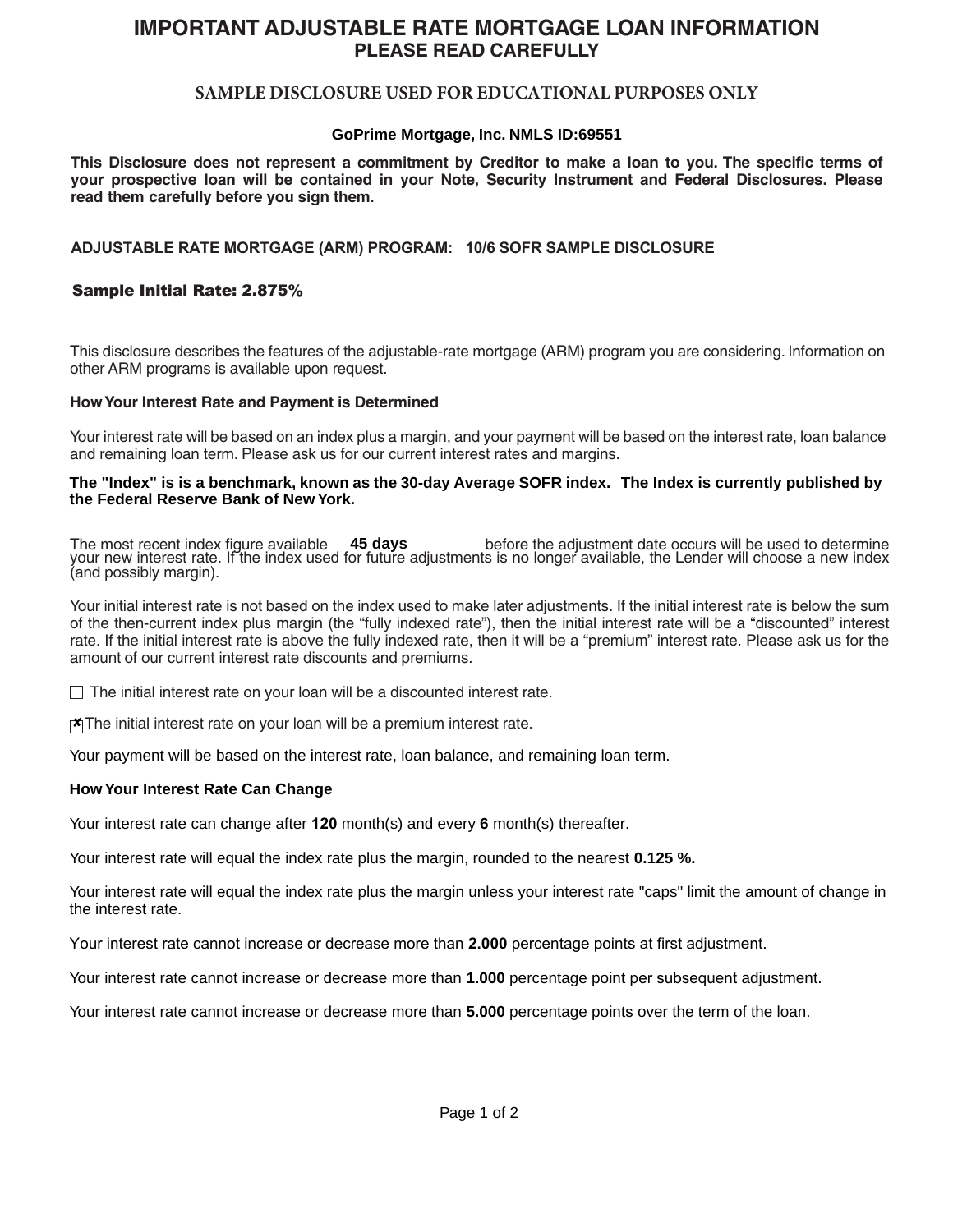# IMPORTANT ADJUSTABLE RATE MORTGAGE LOAN INFORMATION
## PLEASE READ CAREFULLY

### SAMPLE DISCLOSURE USED FOR EDUCATIONAL PURPOSES ONLY

**GoPrime Mortgage, Inc. NMLS ID:69551**

**This Disclosure does not represent a commitment by Creditor to make a loan to you. The specific terms of your prospective loan will be contained in your Note, Security Instrument and Federal Disclosures. Please read them carefully before you sign them.**

**ADJUSTABLE RATE MORTGAGE (ARM) PROGRAM: 10/6 SOFR SAMPLE DISCLOSURE**

**Sample Initial Rate: 2.875%**

This disclosure describes the features of the adjustable-rate mortgage (ARM) program you are considering. Information on other ARM programs is available upon request.

**How Your Interest Rate and Payment is Determined**

Your interest rate will be based on an index plus a margin, and your payment will be based on the interest rate, loan balance and remaining loan term. Please ask us for our current interest rates and margins.

**The "Index" is is a benchmark, known as the 30-day Average SOFR index. The Index is currently published by the Federal Reserve Bank of New York.**

The most recent index figure available **45 days** before the adjustment date occurs will be used to determine your new interest rate. If the index used for future adjustments is no longer available, the Lender will choose a new index (and possibly margin).

Your initial interest rate is not based on the index used to make later adjustments. If the initial interest rate is below the sum of the then-current index plus margin (the “fully indexed rate”), then the initial interest rate will be a “discounted” interest rate. If the initial interest rate is above the fully indexed rate, then it will be a “premium” interest rate. Please ask us for the amount of our current interest rate discounts and premiums.

☐ The initial interest rate on your loan will be a discounted interest rate.

☒ The initial interest rate on your loan will be a premium interest rate.

Your payment will be based on the interest rate, loan balance, and remaining loan term.

**How Your Interest Rate Can Change**

Your interest rate can change after **120** month(s) and every **6** month(s) thereafter.

Your interest rate will equal the index rate plus the margin, rounded to the nearest **0.125 %.**

Your interest rate will equal the index rate plus the margin unless your interest rate "caps" limit the amount of change in the interest rate.

Your interest rate cannot increase or decrease more than **2.000** percentage points at first adjustment.

Your interest rate cannot increase or decrease more than **1.000** percentage point per subsequent adjustment.

Your interest rate cannot increase or decrease more than **5.000** percentage points over the term of the loan.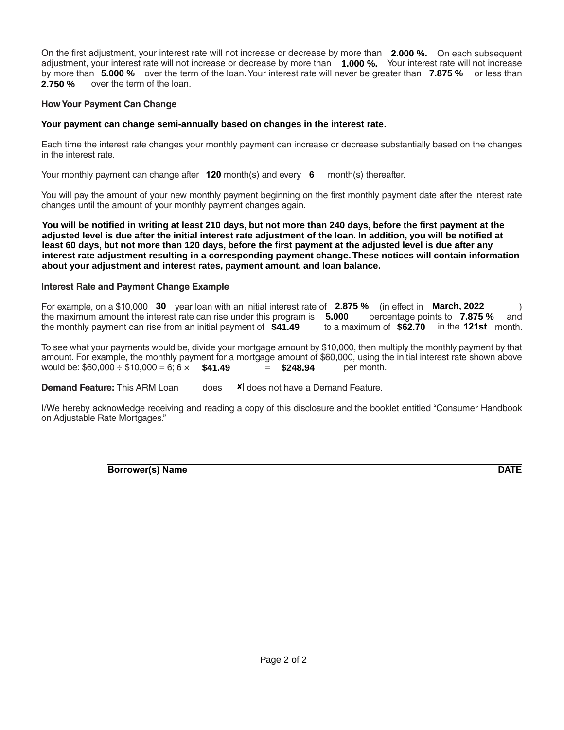On the first adjustment, your interest rate will not increase or decrease by more than **2.000 %.** On each subsequent adjustment, your interest rate will not increase or decrease by more than **1.000 %.** Your interest rate will not increase by more than **5.000 %** over the term of the loan. Your interest rate will never be greater than **7.875 %** or less than **2.750 %** over the term of the loan.

**How Your Payment Can Change**

**Your payment can change semi-annually based on changes in the interest rate.**

Each time the interest rate changes your monthly payment can increase or decrease substantially based on the changes in the interest rate.

Your monthly payment can change after **120** month(s) and every **6** month(s) thereafter.

You will pay the amount of your new monthly payment beginning on the first monthly payment date after the interest rate changes until the amount of your monthly payment changes again.

**You will be notified in writing at least 210 days, but not more than 240 days, before the first payment at the adjusted level is due after the initial interest rate adjustment of the loan. In addition, you will be notified at least 60 days, but not more than 120 days, before the first payment at the adjusted level is due after any interest rate adjustment resulting in a corresponding payment change. These notices will contain information about your adjustment and interest rates, payment amount, and loan balance.**

**Interest Rate and Payment Change Example**

For example, on a $10,000 **30** year loan with an initial interest rate of **2.875 %** (in effect in **March, 2022** ) the maximum amount the interest rate can rise under this program is **5.000** percentage points to **7.875 %** and the monthly payment can rise from an initial payment of **$41.49** to a maximum of **$62.70** in the **121st** month.

To see what your payments would be, divide your mortgage amount by $10,000, then multiply the monthly payment by that amount. For example, the monthly payment for a mortgage amount of $60,000, using the initial interest rate shown above would be: $60,000 ÷ $10,000 = 6; 6 × **$41.49** = **$248.94** per month.

**Demand Feature:** This ARM Loan ☐ does ☒ does not have a Demand Feature.

I/We hereby acknowledge receiving and reading a copy of this disclosure and the booklet entitled "Consumer Handbook on Adjustable Rate Mortgages."

**Borrower(s) Name** **DATE**